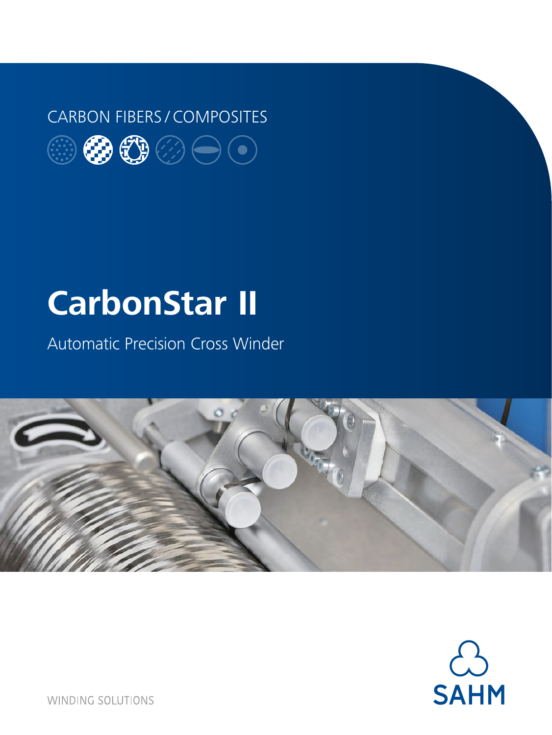CARBON FIBERS / COMPOSITES

# CarbonStar II

Automatic Precision Cross Winder

WINDING SOLUTIONS

SAHM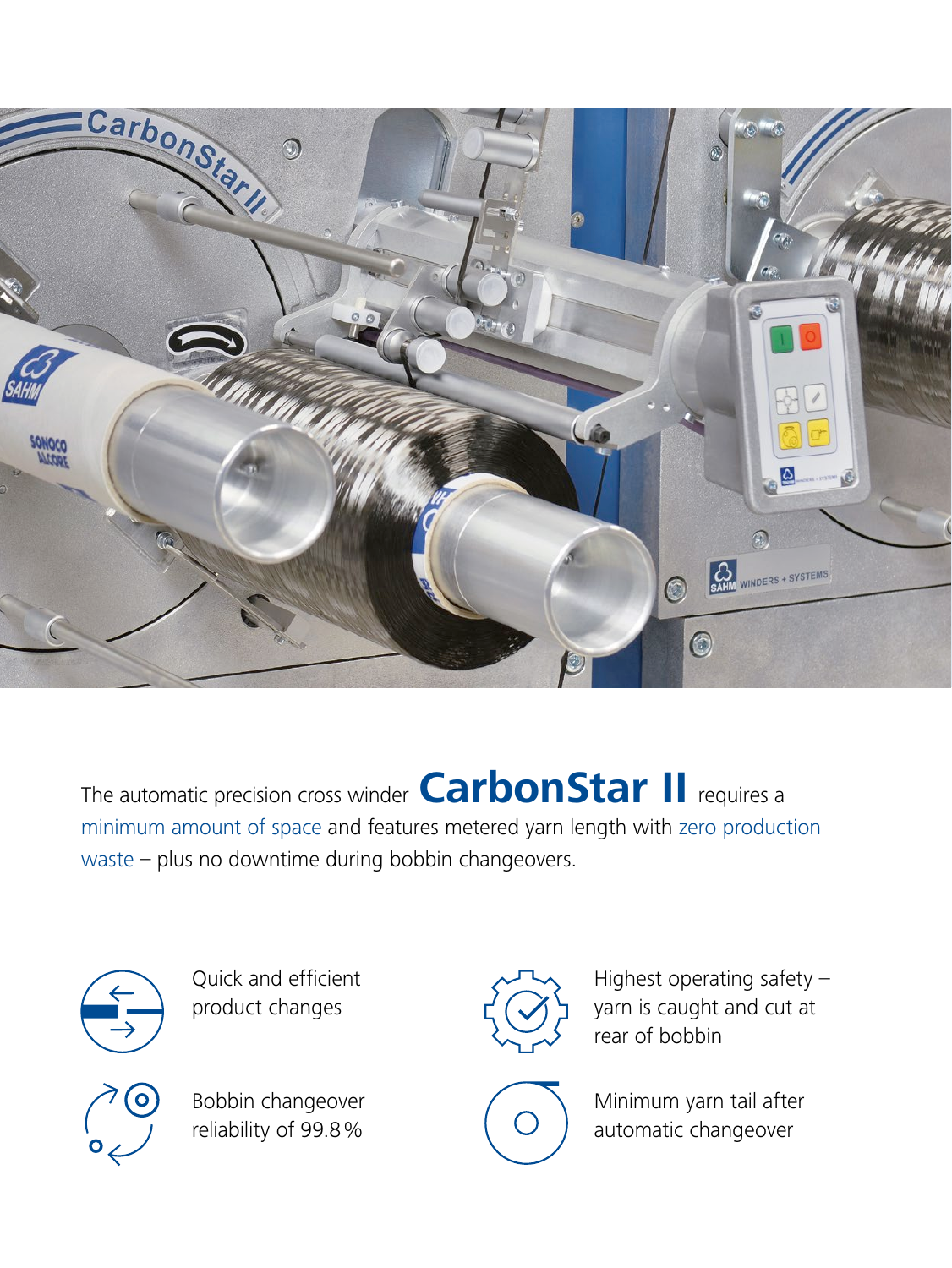The automatic precision cross winder **CarbonStar II** requires a minimum amount of space and features metered yarn length with zero production waste – plus no downtime during bobbin changeovers.

- Quick and efficient product changes
- Highest operating safety – yarn is caught and cut at rear of bobbin
- Bobbin changeover reliability of 99.8 %
- Minimum yarn tail after automatic changeover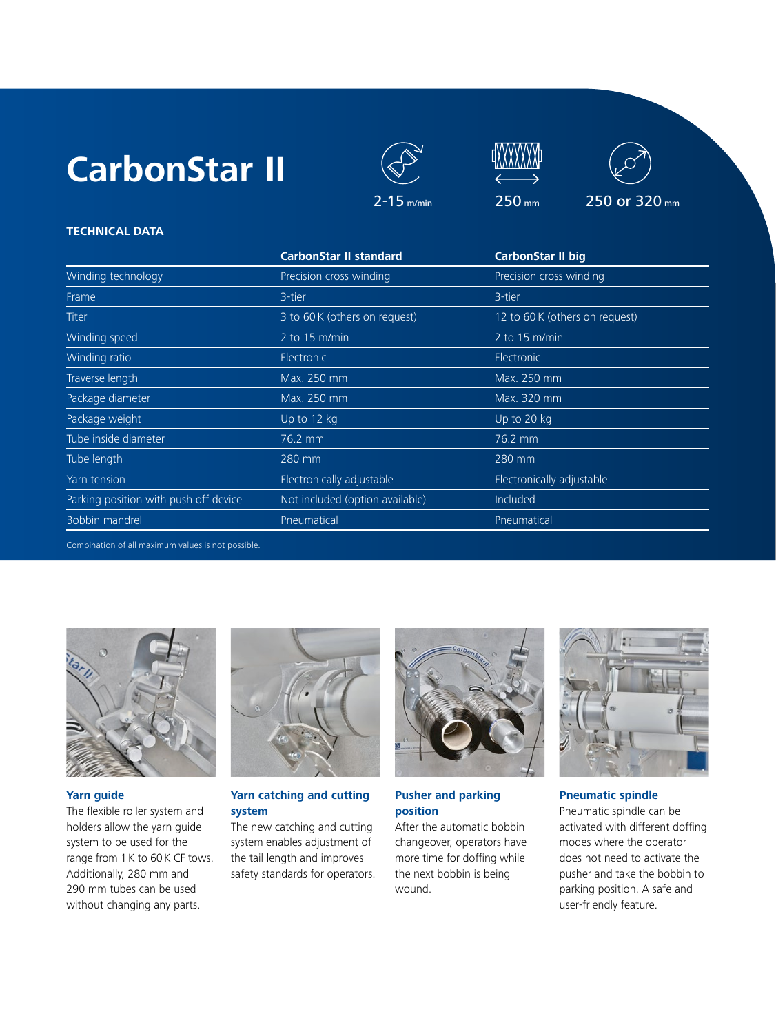# CarbonStar II

2-15 m/min

250 mm

250 or 320 mm

**TECHNICAL DATA**

| | CarbonStar II standard | CarbonStar II big |
|---|---|---|
| Winding technology | Precision cross winding | Precision cross winding |
| Frame | 3-tier | 3-tier |
| Titer | 3 to 60 K (others on request) | 12 to 60 K (others on request) |
| Winding speed | 2 to 15 m/min | 2 to 15 m/min |
| Winding ratio | Electronic | Electronic |
| Traverse length | Max. 250 mm | Max. 250 mm |
| Package diameter | Max. 250 mm | Max. 320 mm |
| Package weight | Up to 12 kg | Up to 20 kg |
| Tube inside diameter | 76.2 mm | 76.2 mm |
| Tube length | 280 mm | 280 mm |
| Yarn tension | Electronically adjustable | Electronically adjustable |
| Parking position with push off device | Not included (option available) | Included |
| Bobbin mandrel | Pneumatical | Pneumatical |

Combination of all maximum values is not possible.

**Yarn guide**
The flexible roller system and holders allow the yarn guide system to be used for the range from 1 K to 60 K CF tows. Additionally, 280 mm and 290 mm tubes can be used without changing any parts.

**Yarn catching and cutting system**
The new catching and cutting system enables adjustment of the tail length and improves safety standards for operators.

**Pusher and parking position**
After the automatic bobbin changeover, operators have more time for doffing while the next bobbin is being wound.

**Pneumatic spindle**
Pneumatic spindle can be activated with different doffing modes where the operator does not need to activate the pusher and take the bobbin to parking position. A safe and user-friendly feature.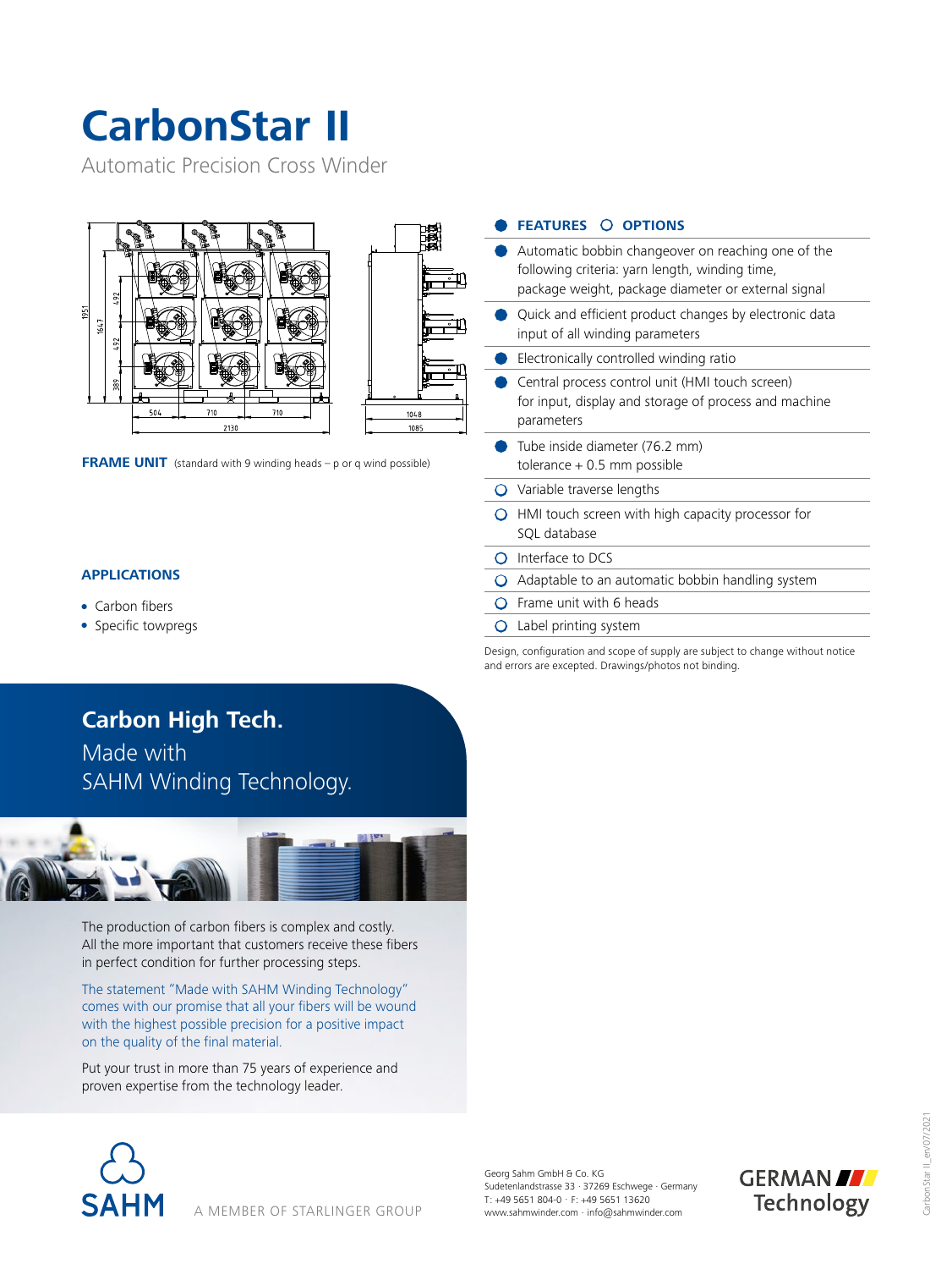# CarbonStar II

Automatic Precision Cross Winder

1951
1647
492
492
389
504
710
710
2130
1048
1085

**FRAME UNIT** (standard with 9 winding heads – p or q wind possible)

## APPLICATIONS

- Carbon fibers
- Specific towpregs

## ● FEATURES ○ OPTIONS

- ● Automatic bobbin changeover on reaching one of the following criteria: yarn length, winding time, package weight, package diameter or external signal
- ● Quick and efficient product changes by electronic data input of all winding parameters
- ● Electronically controlled winding ratio
- ● Central process control unit (HMI touch screen) for input, display and storage of process and machine parameters
- ● Tube inside diameter (76.2 mm) tolerance + 0.5 mm possible
- ○ Variable traverse lengths
- ○ HMI touch screen with high capacity processor for SQL database
- ○ Interface to DCS
- ○ Adaptable to an automatic bobbin handling system
- ○ Frame unit with 6 heads
- ○ Label printing system

Design, configuration and scope of supply are subject to change without notice and errors are excepted. Drawings/photos not binding.

## Carbon High Tech.

Made with
SAHM Winding Technology.

The production of carbon fibers is complex and costly. All the more important that customers receive these fibers in perfect condition for further processing steps.

The statement "Made with SAHM Winding Technology" comes with our promise that all your fibers will be wound with the highest possible precision for a positive impact on the quality of the final material.

Put your trust in more than 75 years of experience and proven expertise from the technology leader.

SAHM

A MEMBER OF STARLINGER GROUP

Georg Sahm GmbH & Co. KG
Sudetenlandstrasse 33 · 37269 Eschwege · Germany
T: +49 5651 804-0 · F: +49 5651 13620
www.sahmwinder.com · info@sahmwinder.com

GERMAN Technology

CarbonStar II_en/07/2021